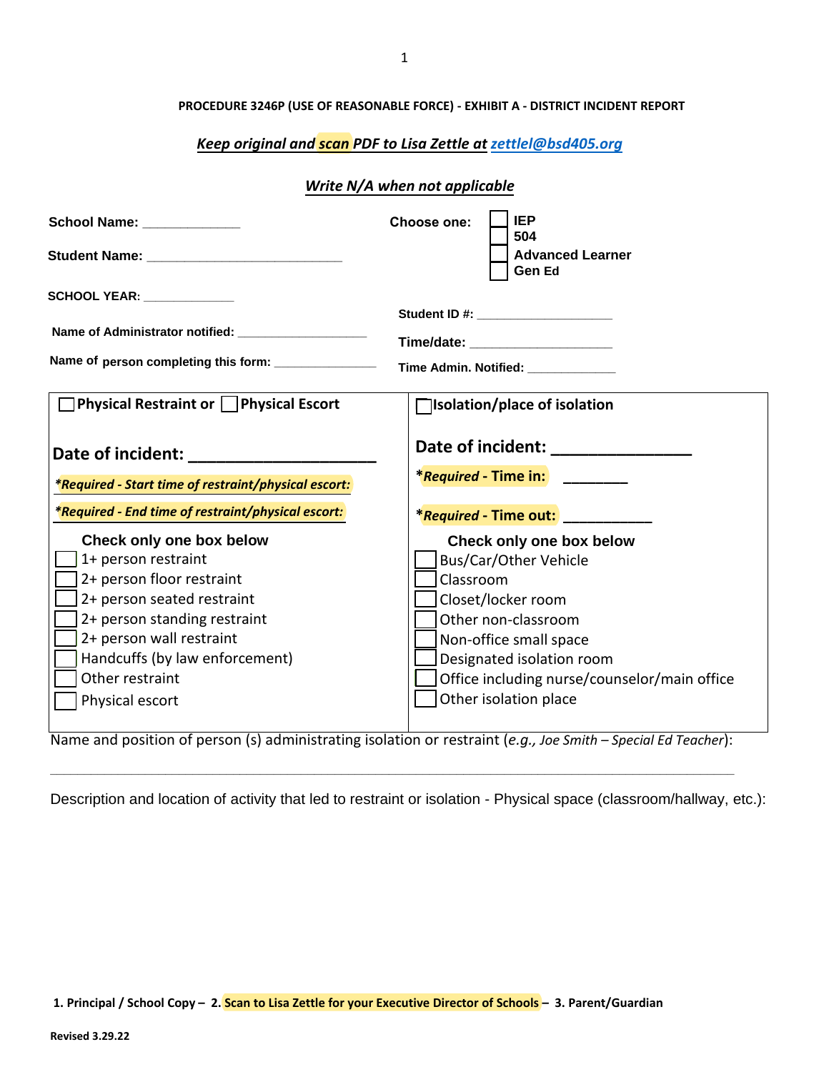**PROCEDURE 3246P (USE OF REASONABLE FORCE) - EXHIBIT A - DISTRICT INCIDENT REPORT**

***Keep original and scan PDF to Lisa Zettle at zettlel@bsd405.org***

***Write N/A when not applicable***

**School Name:** _____________

**Student Name:** ___________________________

**SCHOOL YEAR:** _____________

**Name of Administrator notified:** __________________

**Name of person completing this form:** ______________

**Choose one:**
- ☐ **IEP**
- ☐ **504**
- ☐ **Advanced Learner**
- ☐ **Gen Ed**

**Student ID #:** ___________________

**Time/date:** ___________________

**Time Admin. Notified:** ____________

| ☐ **Physical Restraint or** ☐ **Physical Escort** | ☐ **Isolation/place of isolation** |
|---|---|
| **Date of incident:** ____________________ | **Date of incident:** _______________ |
| ***\*Required - Start time of restraint/physical escort:*** | **\****Required*** **- Time in:** _______ |
| ***\*Required - End time of restraint/physical escort:*** | **\****Required*** **- Time out:** __________ |
| **Check only one box below** | **Check only one box below** |
| ☐ 1+ person restraint | ☐ Bus/Car/Other Vehicle |
| ☐ 2+ person floor restraint | ☐ Classroom |
| ☐ 2+ person seated restraint | ☐ Closet/locker room |
| ☐ 2+ person standing restraint | ☐ Other non-classroom |
| ☐ 2+ person wall restraint | ☐ Non-office small space |
| ☐ Handcuffs (by law enforcement) | ☐ Designated isolation room |
| ☐ Other restraint | ☐ Office including nurse/counselor/main office |
| ☐ Physical escort | ☐ Other isolation place |

Name and position of person (s) administrating isolation or restraint (*e.g., Joe Smith – Special Ed Teacher*):

_____________________________________________________________________________

Description and location of activity that led to restraint or isolation - Physical space (classroom/hallway, etc.):

**1. Principal / School Copy – 2. Scan to Lisa Zettle for your Executive Director of Schools – 3. Parent/Guardian**

**Revised 3.29.22**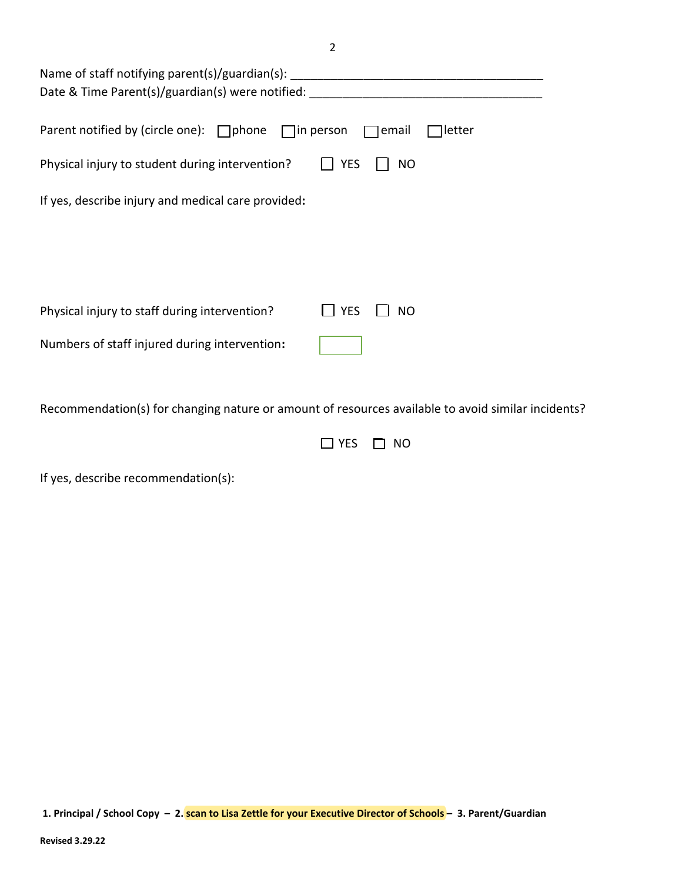Name of staff notifying parent(s)/guardian(s): ______________________________________

Date & Time Parent(s)/guardian(s) were notified: ___________________________________

Parent notified by (circle one): ☐ phone ☐ in person ☐ email ☐ letter

Physical injury to student during intervention? ☐ YES ☐ NO

If yes, describe injury and medical care provided**:**

Physical injury to staff during intervention? ☐ YES ☐ NO

Numbers of staff injured during intervention**:** ☐

Recommendation(s) for changing nature or amount of resources available to avoid similar incidents?

☐ YES ☐ NO

If yes, describe recommendation(s):

**1. Principal / School Copy – 2. scan to Lisa Zettle for your Executive Director of Schools – 3. Parent/Guardian**

**Revised 3.29.22**